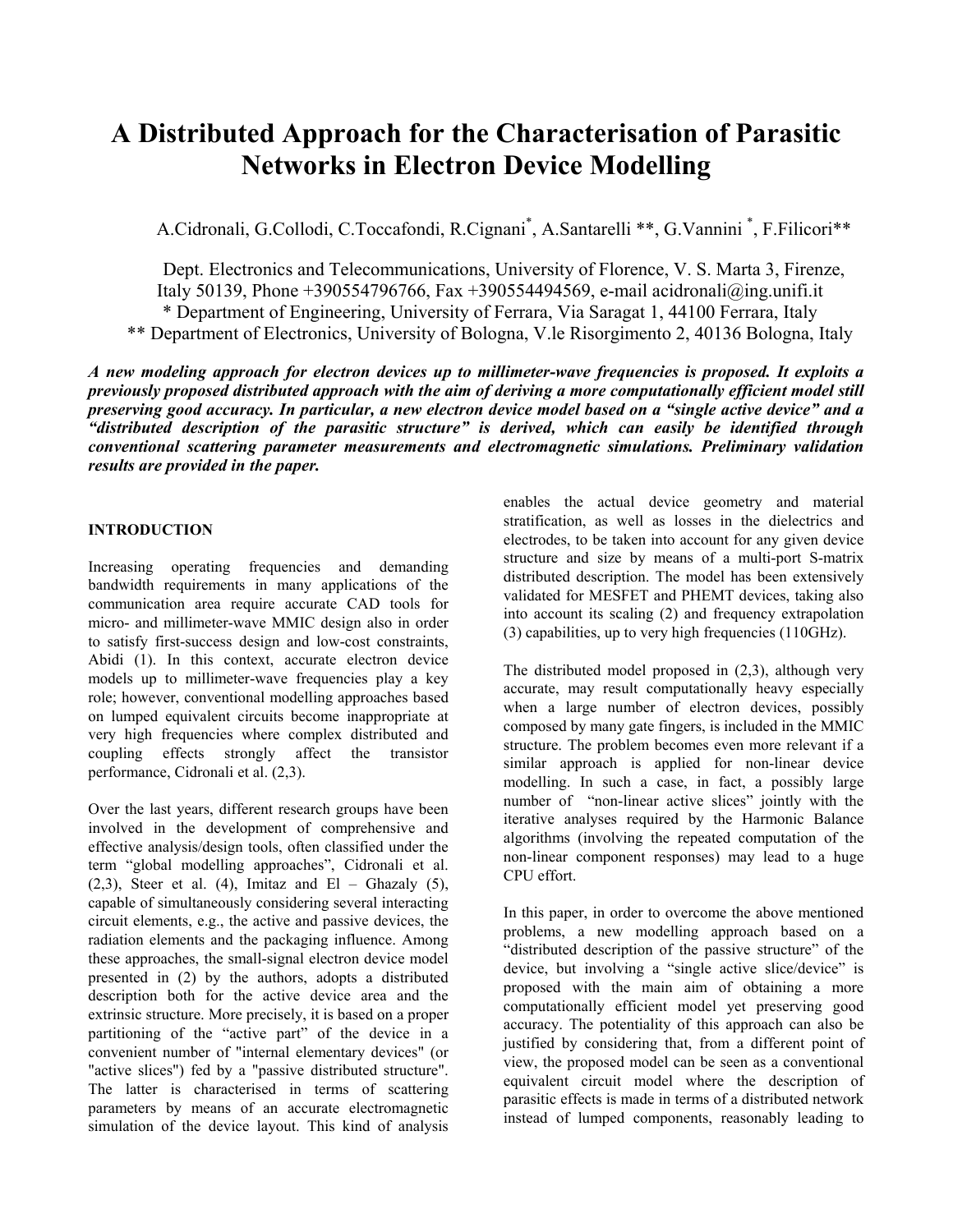# A Distributed Approach for the Characterisation of Parasitic Networks in Electron Device Modelling

A.Cidronali, G.Collodi, C.Toccafondi, R.Cignani*, A.Santarelli **, G.Vannini *, F.Filicori**

Dept. Electronics and Telecommunications, University of Florence, V. S. Marta 3, Firenze, Italy 50139, Phone +390554796766, Fax +390554494569, e-mail acidronali@ing.unifi.it
* Department of Engineering, University of Ferrara, Via Saragat 1, 44100 Ferrara, Italy
** Department of Electronics, University of Bologna, V.le Risorgimento 2, 40136 Bologna, Italy

***A new modeling approach for electron devices up to millimeter-wave frequencies is proposed. It exploits a previously proposed distributed approach with the aim of deriving a more computationally efficient model still preserving good accuracy. In particular, a new electron device model based on a "single active device" and a "distributed description of the parasitic structure" is derived, which can easily be identified through conventional scattering parameter measurements and electromagnetic simulations. Preliminary validation results are provided in the paper.***

## INTRODUCTION

Increasing operating frequencies and demanding bandwidth requirements in many applications of the communication area require accurate CAD tools for micro- and millimeter-wave MMIC design also in order to satisfy first-success design and low-cost constraints, Abidi (1). In this context, accurate electron device models up to millimeter-wave frequencies play a key role; however, conventional modelling approaches based on lumped equivalent circuits become inappropriate at very high frequencies where complex distributed and coupling effects strongly affect the transistor performance, Cidronali et al. (2,3).

Over the last years, different research groups have been involved in the development of comprehensive and effective analysis/design tools, often classified under the term "global modelling approaches", Cidronali et al. (2,3), Steer et al. (4), Imitaz and El – Ghazaly (5), capable of simultaneously considering several interacting circuit elements, e.g., the active and passive devices, the radiation elements and the packaging influence. Among these approaches, the small-signal electron device model presented in (2) by the authors, adopts a distributed description both for the active device area and the extrinsic structure. More precisely, it is based on a proper partitioning of the "active part" of the device in a convenient number of "internal elementary devices" (or "active slices") fed by a "passive distributed structure". The latter is characterised in terms of scattering parameters by means of an accurate electromagnetic simulation of the device layout. This kind of analysis enables the actual device geometry and material stratification, as well as losses in the dielectrics and electrodes, to be taken into account for any given device structure and size by means of a multi-port S-matrix distributed description. The model has been extensively validated for MESFET and PHEMT devices, taking also into account its scaling (2) and frequency extrapolation (3) capabilities, up to very high frequencies (110GHz).

The distributed model proposed in (2,3), although very accurate, may result computationally heavy especially when a large number of electron devices, possibly composed by many gate fingers, is included in the MMIC structure. The problem becomes even more relevant if a similar approach is applied for non-linear device modelling. In such a case, in fact, a possibly large number of "non-linear active slices" jointly with the iterative analyses required by the Harmonic Balance algorithms (involving the repeated computation of the non-linear component responses) may lead to a huge CPU effort.

In this paper, in order to overcome the above mentioned problems, a new modelling approach based on a "distributed description of the passive structure" of the device, but involving a "single active slice/device" is proposed with the main aim of obtaining a more computationally efficient model yet preserving good accuracy. The potentiality of this approach can also be justified by considering that, from a different point of view, the proposed model can be seen as a conventional equivalent circuit model where the description of parasitic effects is made in terms of a distributed network instead of lumped components, reasonably leading to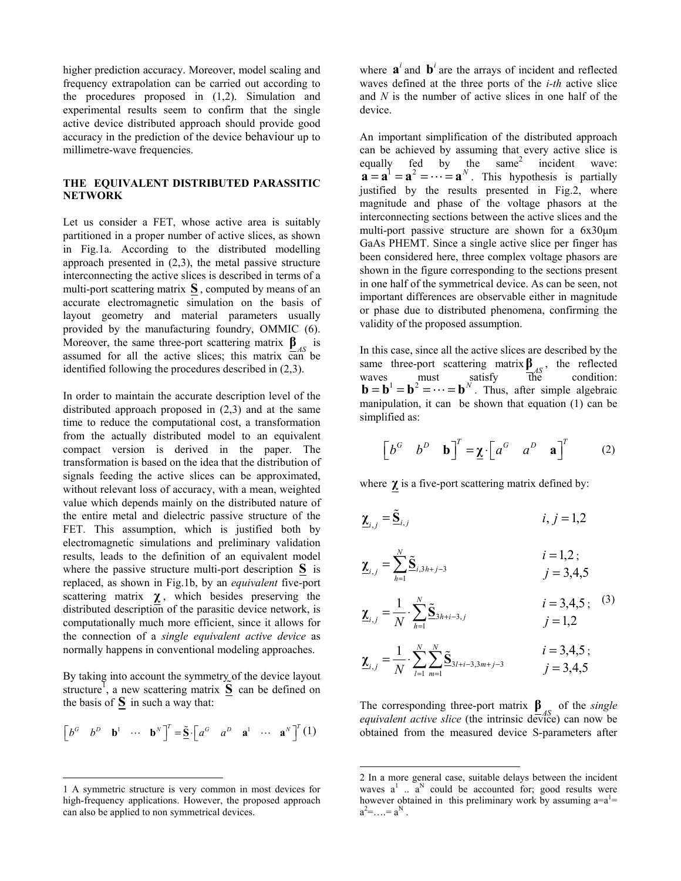higher prediction accuracy. Moreover, model scaling and frequency extrapolation can be carried out according to the procedures proposed in (1,2). Simulation and experimental results seem to confirm that the single active device distributed approach should provide good accuracy in the prediction of the device behaviour up to millimetre-wave frequencies.

## THE EQUIVALENT DISTRIBUTED PARASSITIC NETWORK

Let us consider a FET, whose active area is suitably partitioned in a proper number of active slices, as shown in Fig.1a. According to the distributed modelling approach presented in (2,3), the metal passive structure interconnecting the active slices is described in terms of a multi-port scattering matrix $\underline{\mathbf{S}}$, computed by means of an accurate electromagnetic simulation on the basis of layout geometry and material parameters usually provided by the manufacturing foundry, OMMIC (6). Moreover, the same three-port scattering matrix $\underline{\boldsymbol{\beta}}_{AS}$ is assumed for all the active slices; this matrix can be identified following the procedures described in (2,3).

In order to maintain the accurate description level of the distributed approach proposed in (2,3) and at the same time to reduce the computational cost, a transformation from the actually distributed model to an equivalent compact version is derived in the paper. The transformation is based on the idea that the distribution of signals feeding the active slices can be approximated, without relevant loss of accuracy, with a mean, weighted value which depends mainly on the distributed nature of the entire metal and dielectric passive structure of the FET. This assumption, which is justified both by electromagnetic simulations and preliminary validation results, leads to the definition of an equivalent model where the passive structure multi-port description $\underline{\mathbf{S}}$ is replaced, as shown in Fig.1b, by an *equivalent* five-port scattering matrix $\underline{\boldsymbol{\chi}}$, which besides preserving the distributed description of the parasitic device network, is computationally much more efficient, since it allows for the connection of a *single equivalent active device* as normally happens in conventional modeling approaches.

By taking into account the symmetry of the device layout structure[1], a new scattering matrix $\underline{\tilde{\mathbf{S}}}$ can be defined on the basis of $\underline{\mathbf{S}}$ in such a way that:

$$\begin{bmatrix} b^G & b^D & \mathbf{b}^1 & \cdots & \mathbf{b}^N \end{bmatrix}^T = \underline{\tilde{\mathbf{S}}} \cdot \begin{bmatrix} a^G & a^D & \mathbf{a}^1 & \cdots & \mathbf{a}^N \end{bmatrix}^T \quad (1)$$

where $\mathbf{a}^i$ and $\mathbf{b}^i$ are the arrays of incident and reflected waves defined at the three ports of the *i-th* active slice and *N* is the number of active slices in one half of the device.

An important simplification of the distributed approach can be achieved by assuming that every active slice is equally fed by the same[2] incident wave: $\mathbf{a} = \mathbf{a}^1 = \mathbf{a}^2 = \cdots = \mathbf{a}^N$. This hypothesis is partially justified by the results presented in Fig.2, where magnitude and phase of the voltage phasors at the interconnecting sections between the active slices and the multi-port passive structure are shown for a 6x30μm GaAs PHEMT. Since a single active slice per finger has been considered here, three complex voltage phasors are shown in the figure corresponding to the sections present in one half of the symmetrical device. As can be seen, not important differences are observable either in magnitude or phase due to distributed phenomena, confirming the validity of the proposed assumption.

In this case, since all the active slices are described by the same three-port scattering matrix $\underline{\boldsymbol{\beta}}_{AS}$, the reflected waves must satisfy the condition: $\mathbf{b} = \mathbf{b}^1 = \mathbf{b}^2 = \cdots = \mathbf{b}^N$. Thus, after simple algebraic manipulation, it can be shown that equation (1) can be simplified as:

$$\begin{bmatrix} b^G & b^D & \mathbf{b} \end{bmatrix}^T = \underline{\boldsymbol{\chi}} \cdot \begin{bmatrix} a^G & a^D & \mathbf{a} \end{bmatrix}^T \quad (2)$$

where $\underline{\boldsymbol{\chi}}$ is a five-port scattering matrix defined by:

$$\begin{aligned}
&\underline{\boldsymbol{\chi}}_{i,j} = \underline{\tilde{\mathbf{S}}}_{i,j} && i,j = 1,2 \\
&\underline{\boldsymbol{\chi}}_{i,j} = \sum_{h=1}^{N} \underline{\tilde{\mathbf{S}}}_{i,3h+j-3} && i = 1,2;\; j = 3,4,5 \\
&\underline{\boldsymbol{\chi}}_{i,j} = \frac{1}{N} \cdot \sum_{h=1}^{N} \underline{\tilde{\mathbf{S}}}_{3h+i-3,j} && i = 3,4,5;\; j = 1,2 \\
&\underline{\boldsymbol{\chi}}_{i,j} = \frac{1}{N} \cdot \sum_{l=1}^{N} \sum_{m=1}^{N} \underline{\tilde{\mathbf{S}}}_{3l+i-3,3m+j-3} && i = 3,4,5;\; j = 3,4,5
\end{aligned} \quad (3)$$

The corresponding three-port matrix $\underline{\boldsymbol{\beta}}_{AS}$ of the *single equivalent active slice* (the intrinsic device) can now be obtained from the measured device S-parameters after

---

[1] A symmetric structure is very common in most devices for high-frequency applications. However, the proposed approach can also be applied to non symmetrical devices.

[2] In a more general case, suitable delays between the incident waves $a^1$ .. $a^N$ could be accounted for; good results were however obtained in this preliminary work by assuming $a=a^1=a^2=\ldots= a^N$.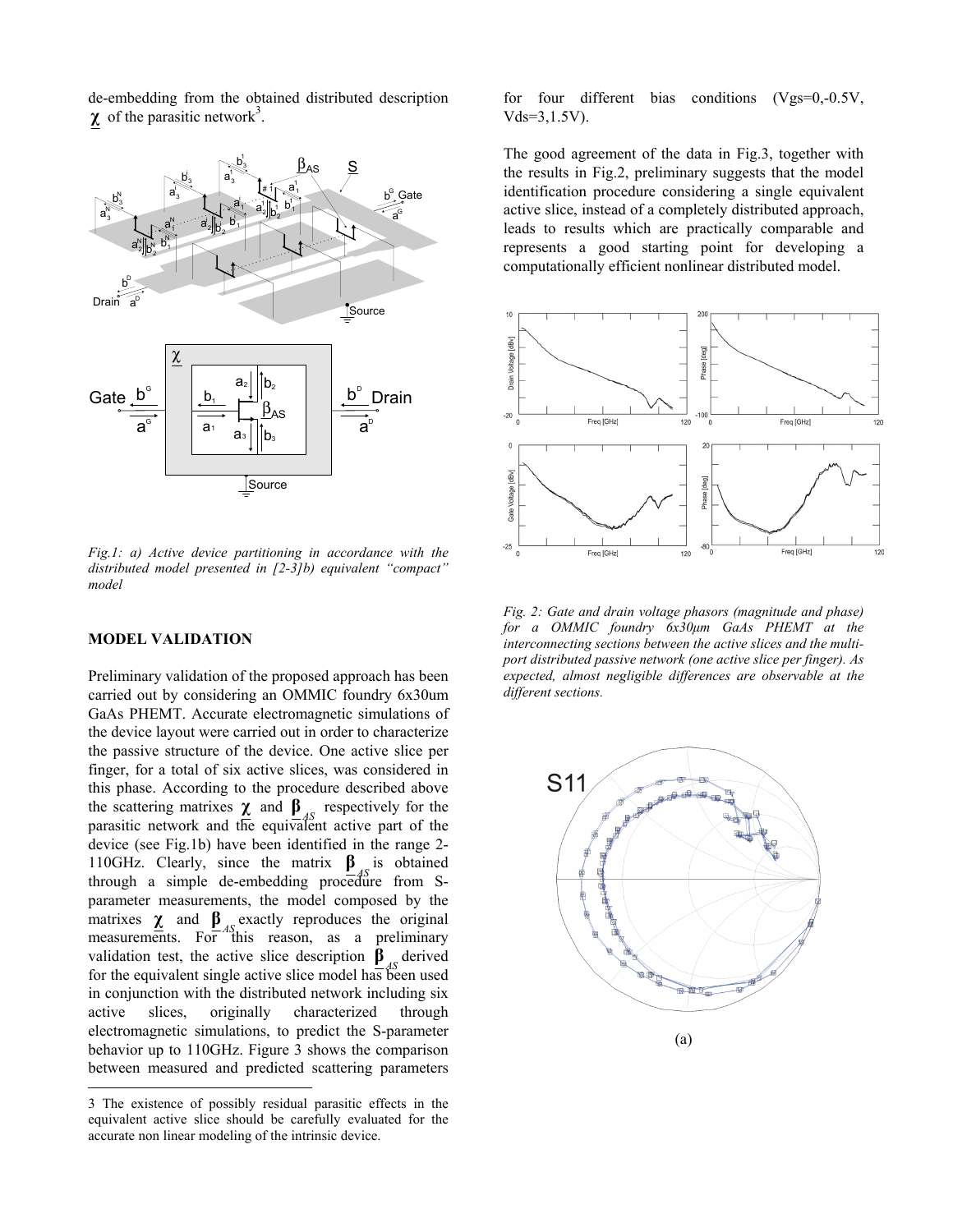de-embedding from the obtained distributed description $\underline{\chi}$ of the parasitic network[3].

*Fig.1: a) Active device partitioning in accordance with the distributed model presented in [2-3]b) equivalent "compact" model*

## MODEL VALIDATION

Preliminary validation of the proposed approach has been carried out by considering an OMMIC foundry 6x30um GaAs PHEMT. Accurate electromagnetic simulations of the device layout were carried out in order to characterize the passive structure of the device. One active slice per finger, for a total of six active slices, was considered in this phase. According to the procedure described above the scattering matrixes $\underline{\chi}$ and $\underline{\beta}_{AS}$ respectively for the parasitic network and the equivalent active part of the device (see Fig.1b) have been identified in the range 2-110GHz. Clearly, since the matrix $\underline{\beta}_{AS}$ is obtained through a simple de-embedding procedure from S-parameter measurements, the model composed by the matrixes $\underline{\chi}$ and $\underline{\beta}_{AS}$ exactly reproduces the original measurements. For this reason, as a preliminary validation test, the active slice description $\underline{\beta}_{AS}$ derived for the equivalent single active slice model has been used in conjunction with the distributed network including six active slices, originally characterized through electromagnetic simulations, to predict the S-parameter behavior up to 110GHz. Figure 3 shows the comparison between measured and predicted scattering parameters for four different bias conditions (Vgs=0,-0.5V, Vds=3,1.5V).

The good agreement of the data in Fig.3, together with the results in Fig.2, preliminary suggests that the model identification procedure considering a single equivalent active slice, instead of a completely distributed approach, leads to results which are practically comparable and represents a good starting point for developing a computationally efficient nonlinear distributed model.

*Fig. 2: Gate and drain voltage phasors (magnitude and phase) for a OMMIC foundry 6x30μm GaAs PHEMT at the interconnecting sections between the active slices and the multi-port distributed passive network (one active slice per finger). As expected, almost negligible differences are observable at the different sections.*

(a)

3 The existence of possibly residual parasitic effects in the equivalent active slice should be carefully evaluated for the accurate non linear modeling of the intrinsic device.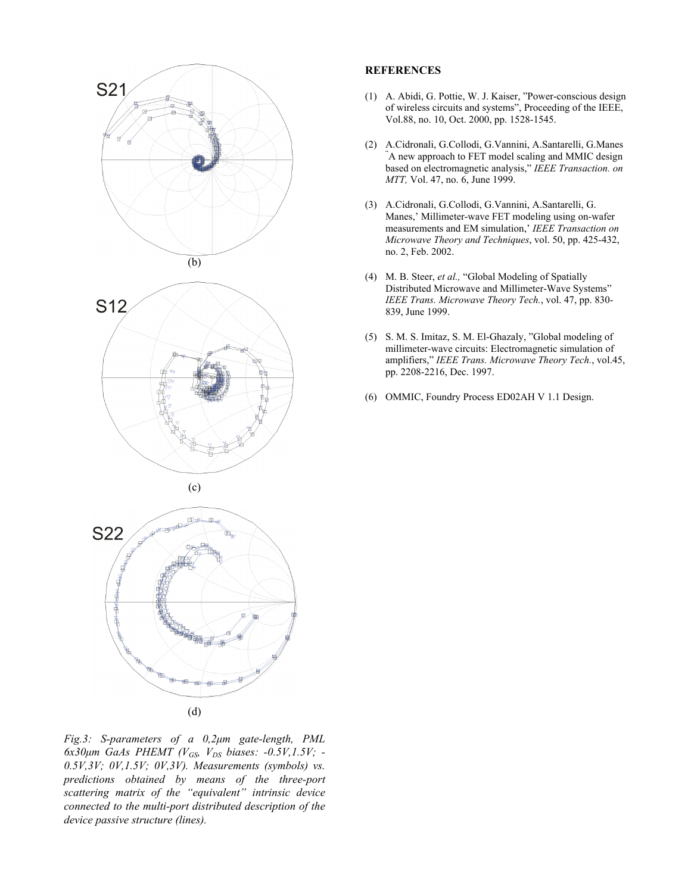S21

(b)

S12

(c)

S22

(d)

*Fig.3: S-parameters of a 0,2µm gate-length, PML 6x30µm GaAs PHEMT ($V_{GS}$, $V_{DS}$ biases: -0.5V,1.5V; -0.5V,3V; 0V,1.5V; 0V,3V). Measurements (symbols) vs. predictions obtained by means of the three-port scattering matrix of the "equivalent" intrinsic device connected to the multi-port distributed description of the device passive structure (lines).*

**REFERENCES**

(1) A. Abidi, G. Pottie, W. J. Kaiser, "Power-conscious design of wireless circuits and systems", Proceeding of the IEEE, Vol.88, no. 10, Oct. 2000, pp. 1528-1545.

(2) A.Cidronali, G.Collodi, G.Vannini, A.Santarelli, G.Manes "A new approach to FET model scaling and MMIC design based on electromagnetic analysis," *IEEE Transaction. on MTT,* Vol. 47, no. 6, June 1999.

(3) A.Cidronali, G.Collodi, G.Vannini, A.Santarelli, G. Manes,' Millimeter-wave FET modeling using on-wafer measurements and EM simulation,' *IEEE Transaction on Microwave Theory and Techniques*, vol. 50, pp. 425-432, no. 2, Feb. 2002.

(4) M. B. Steer, *et al.,* "Global Modeling of Spatially Distributed Microwave and Millimeter-Wave Systems" *IEEE Trans. Microwave Theory Tech.*, vol. 47, pp. 830-839, June 1999.

(5) S. M. S. Imitaz, S. M. El-Ghazaly, "Global modeling of millimeter-wave circuits: Electromagnetic simulation of amplifiers," *IEEE Trans. Microwave Theory Tech.*, vol.45, pp. 2208-2216, Dec. 1997.

(6) OMMIC, Foundry Process ED02AH V 1.1 Design.